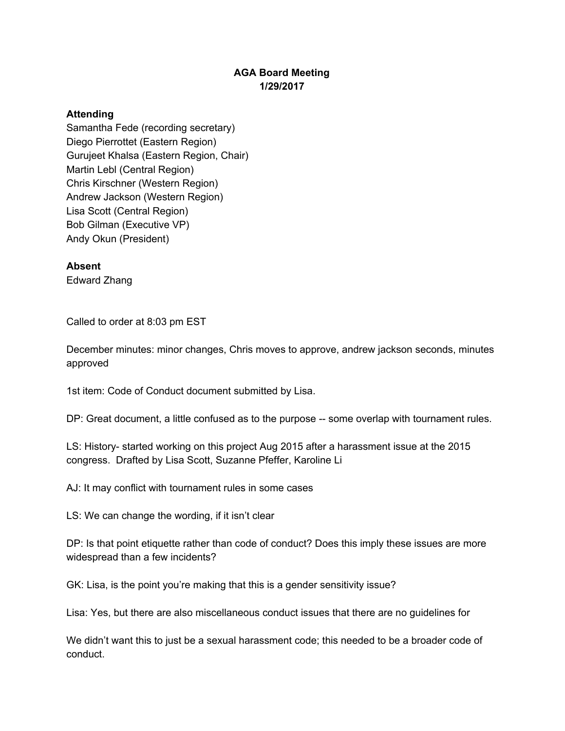# AGA Board Meeting
## 1/29/2017

**Attending**

Samantha Fede (recording secretary)
Diego Pierrottet (Eastern Region)
Gurujeet Khalsa (Eastern Region, Chair)
Martin Lebl (Central Region)
Chris Kirschner (Western Region)
Andrew Jackson (Western Region)
Lisa Scott (Central Region)
Bob Gilman (Executive VP)
Andy Okun (President)

**Absent**

Edward Zhang

Called to order at 8:03 pm EST

December minutes: minor changes, Chris moves to approve, andrew jackson seconds, minutes approved

1st item: Code of Conduct document submitted by Lisa.

DP: Great document, a little confused as to the purpose -- some overlap with tournament rules.

LS: History- started working on this project Aug 2015 after a harassment issue at the 2015 congress. Drafted by Lisa Scott, Suzanne Pfeffer, Karoline Li

AJ: It may conflict with tournament rules in some cases

LS: We can change the wording, if it isn't clear

DP: Is that point etiquette rather than code of conduct? Does this imply these issues are more widespread than a few incidents?

GK: Lisa, is the point you're making that this is a gender sensitivity issue?

Lisa: Yes, but there are also miscellaneous conduct issues that there are no guidelines for

We didn't want this to just be a sexual harassment code; this needed to be a broader code of conduct.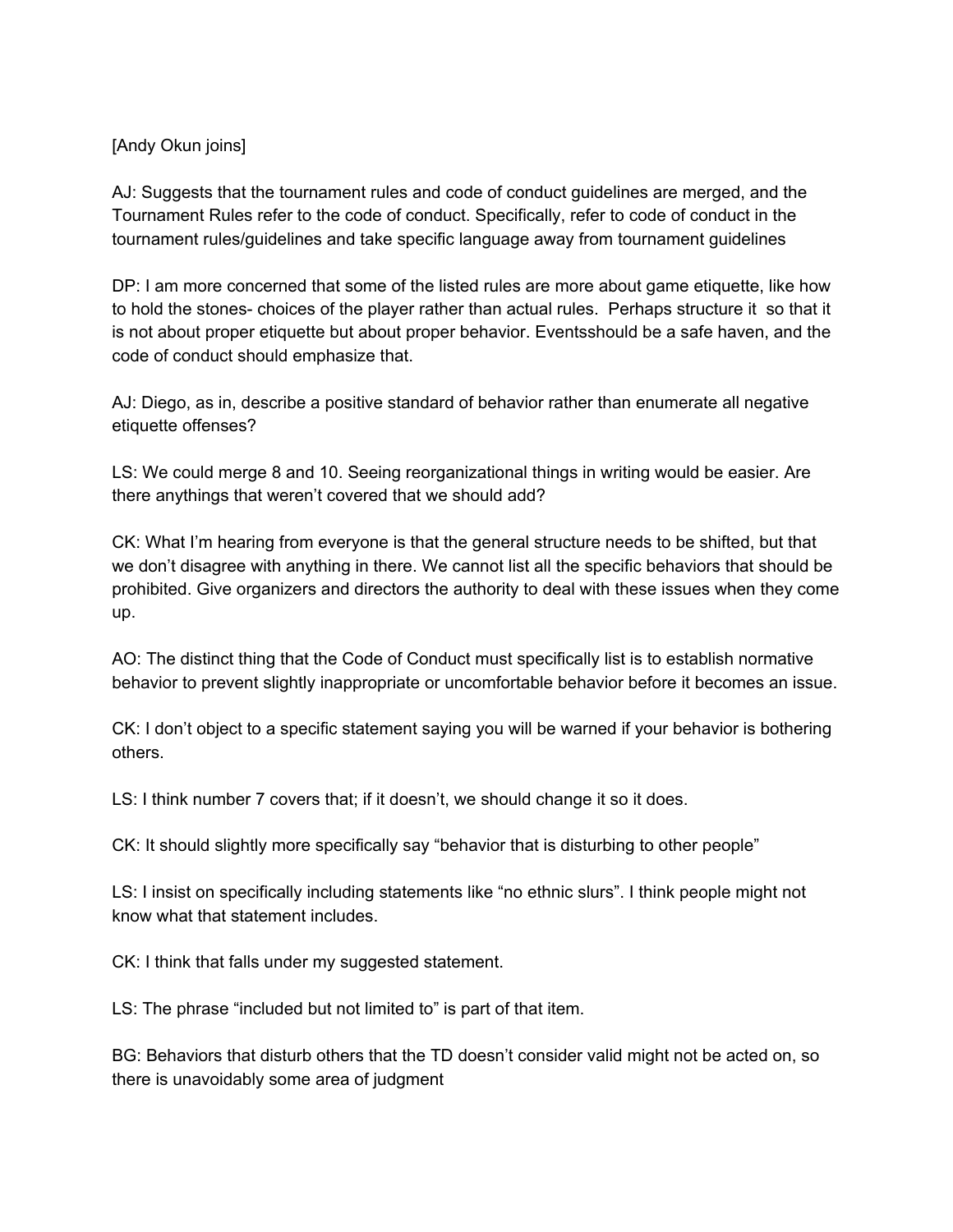[Andy Okun joins]

AJ: Suggests that the tournament rules and code of conduct guidelines are merged, and the Tournament Rules refer to the code of conduct. Specifically, refer to code of conduct in the tournament rules/guidelines and take specific language away from tournament guidelines

DP: I am more concerned that some of the listed rules are more about game etiquette, like how to hold the stones- choices of the player rather than actual rules.  Perhaps structure it  so that it is not about proper etiquette but about proper behavior. Eventsshould be a safe haven, and the code of conduct should emphasize that.

AJ: Diego, as in, describe a positive standard of behavior rather than enumerate all negative etiquette offenses?

LS: We could merge 8 and 10. Seeing reorganizational things in writing would be easier. Are there anythings that weren't covered that we should add?

CK: What I'm hearing from everyone is that the general structure needs to be shifted, but that we don't disagree with anything in there. We cannot list all the specific behaviors that should be prohibited. Give organizers and directors the authority to deal with these issues when they come up.

AO: The distinct thing that the Code of Conduct must specifically list is to establish normative behavior to prevent slightly inappropriate or uncomfortable behavior before it becomes an issue.

CK: I don't object to a specific statement saying you will be warned if your behavior is bothering others.

LS: I think number 7 covers that; if it doesn't, we should change it so it does.

CK: It should slightly more specifically say "behavior that is disturbing to other people"

LS: I insist on specifically including statements like "no ethnic slurs". I think people might not know what that statement includes.

CK: I think that falls under my suggested statement.

LS: The phrase "included but not limited to" is part of that item.

BG: Behaviors that disturb others that the TD doesn't consider valid might not be acted on, so there is unavoidably some area of judgment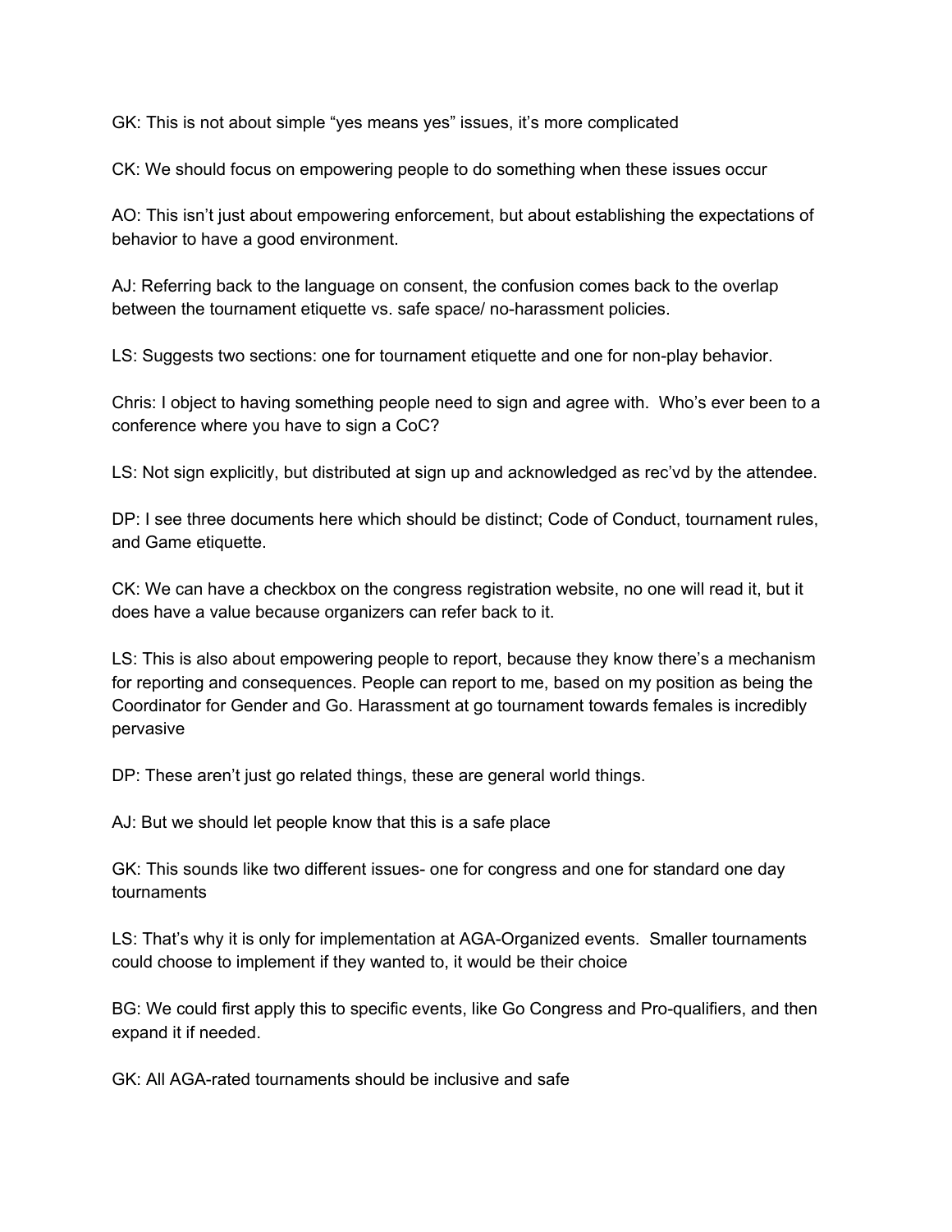GK: This is not about simple “yes means yes” issues, it’s more complicated

CK: We should focus on empowering people to do something when these issues occur

AO: This isn’t just about empowering enforcement, but about establishing the expectations of behavior to have a good environment.

AJ: Referring back to the language on consent, the confusion comes back to the overlap between the tournament etiquette vs. safe space/ no-harassment policies.

LS: Suggests two sections: one for tournament etiquette and one for non-play behavior.

Chris: I object to having something people need to sign and agree with. Who’s ever been to a conference where you have to sign a CoC?

LS: Not sign explicitly, but distributed at sign up and acknowledged as rec’vd by the attendee.

DP: I see three documents here which should be distinct; Code of Conduct, tournament rules, and Game etiquette.

CK: We can have a checkbox on the congress registration website, no one will read it, but it does have a value because organizers can refer back to it.

LS: This is also about empowering people to report, because they know there’s a mechanism for reporting and consequences. People can report to me, based on my position as being the Coordinator for Gender and Go. Harassment at go tournament towards females is incredibly pervasive

DP: These aren’t just go related things, these are general world things.

AJ: But we should let people know that this is a safe place

GK: This sounds like two different issues- one for congress and one for standard one day tournaments

LS: That’s why it is only for implementation at AGA-Organized events. Smaller tournaments could choose to implement if they wanted to, it would be their choice

BG: We could first apply this to specific events, like Go Congress and Pro-qualifiers, and then expand it if needed.

GK: All AGA-rated tournaments should be inclusive and safe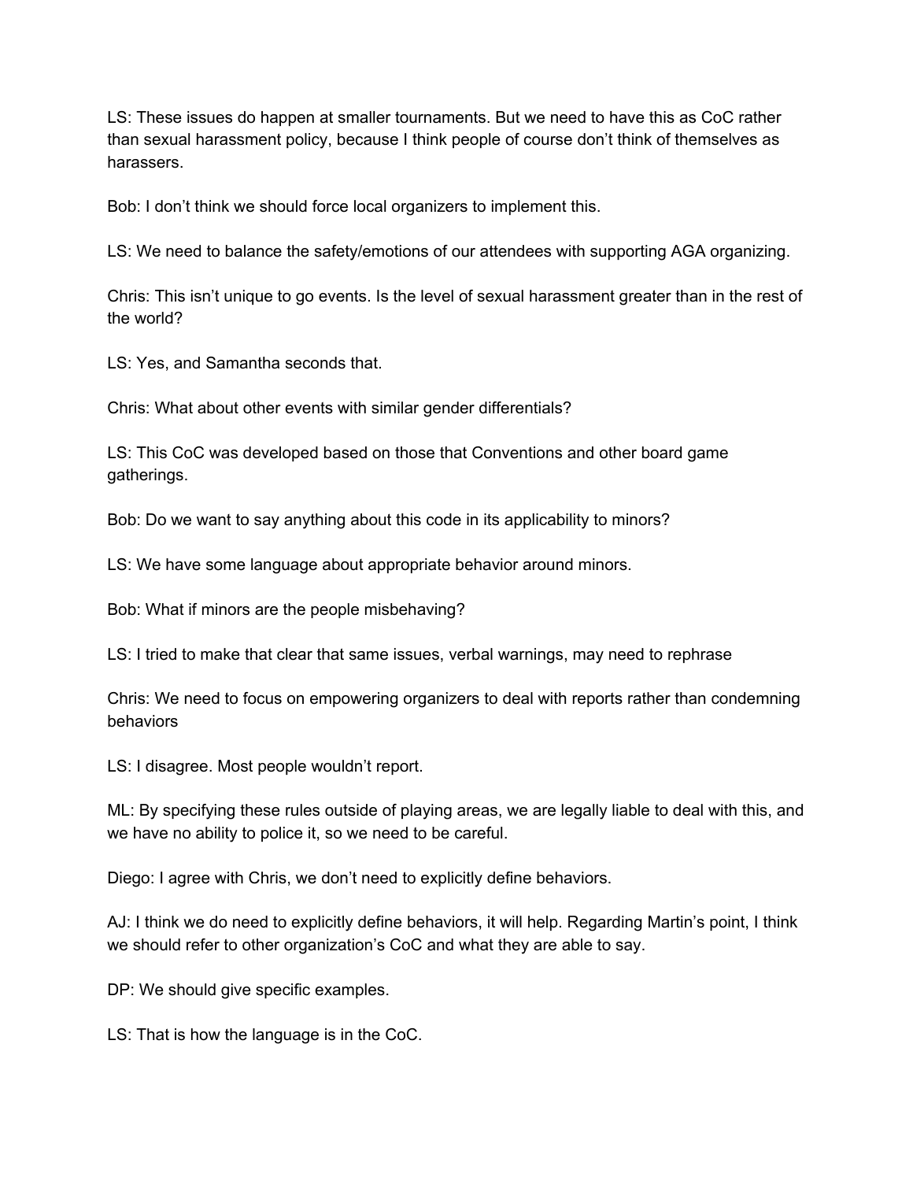LS: These issues do happen at smaller tournaments. But we need to have this as CoC rather than sexual harassment policy, because I think people of course don't think of themselves as harassers.

Bob: I don't think we should force local organizers to implement this.

LS: We need to balance the safety/emotions of our attendees with supporting AGA organizing.

Chris: This isn't unique to go events. Is the level of sexual harassment greater than in the rest of the world?

LS: Yes, and Samantha seconds that.

Chris: What about other events with similar gender differentials?

LS: This CoC was developed based on those that Conventions and other board game gatherings.

Bob: Do we want to say anything about this code in its applicability to minors?

LS: We have some language about appropriate behavior around minors.

Bob: What if minors are the people misbehaving?

LS: I tried to make that clear that same issues, verbal warnings, may need to rephrase

Chris: We need to focus on empowering organizers to deal with reports rather than condemning behaviors

LS: I disagree. Most people wouldn't report.

ML: By specifying these rules outside of playing areas, we are legally liable to deal with this, and we have no ability to police it, so we need to be careful.

Diego: I agree with Chris, we don't need to explicitly define behaviors.

AJ: I think we do need to explicitly define behaviors, it will help. Regarding Martin's point, I think we should refer to other organization's CoC and what they are able to say.

DP: We should give specific examples.

LS: That is how the language is in the CoC.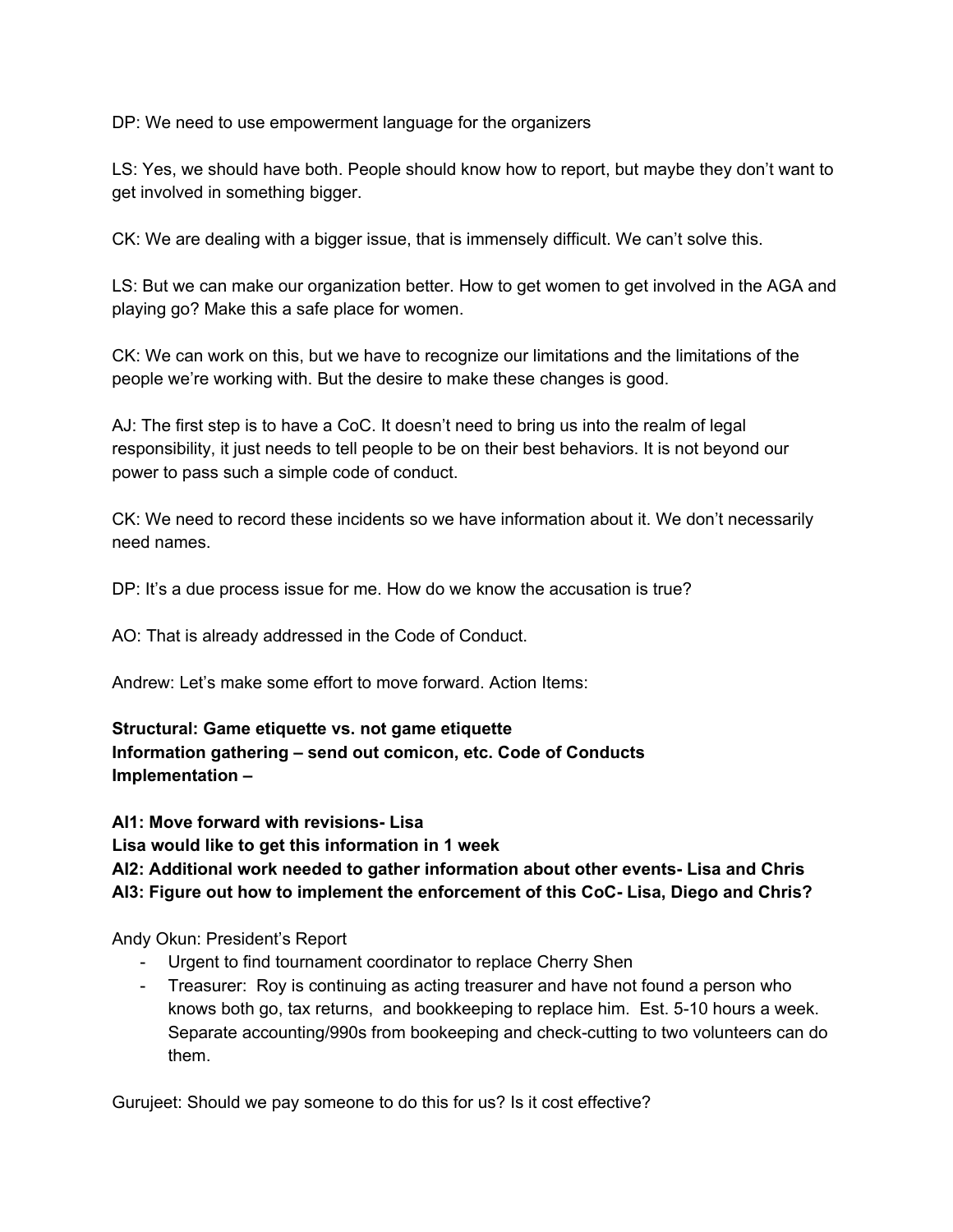DP: We need to use empowerment language for the organizers

LS: Yes, we should have both. People should know how to report, but maybe they don't want to get involved in something bigger.

CK: We are dealing with a bigger issue, that is immensely difficult. We can't solve this.

LS: But we can make our organization better. How to get women to get involved in the AGA and playing go? Make this a safe place for women.

CK: We can work on this, but we have to recognize our limitations and the limitations of the people we're working with. But the desire to make these changes is good.

AJ: The first step is to have a CoC. It doesn't need to bring us into the realm of legal responsibility, it just needs to tell people to be on their best behaviors. It is not beyond our power to pass such a simple code of conduct.

CK: We need to record these incidents so we have information about it. We don't necessarily need names.

DP: It's a due process issue for me. How do we know the accusation is true?

AO: That is already addressed in the Code of Conduct.

Andrew: Let's make some effort to move forward. Action Items:

**Structural: Game etiquette vs. not game etiquette**
**Information gathering – send out comicon, etc. Code of Conducts**
**Implementation –**

**AI1: Move forward with revisions- Lisa**
**Lisa would like to get this information in 1 week**
**AI2: Additional work needed to gather information about other events- Lisa and Chris**
**AI3: Figure out how to implement the enforcement of this CoC- Lisa, Diego and Chris?**

Andy Okun: President's Report

- Urgent to find tournament coordinator to replace Cherry Shen
- Treasurer: Roy is continuing as acting treasurer and have not found a person who knows both go, tax returns, and bookkeeping to replace him. Est. 5-10 hours a week. Separate accounting/990s from bookeeping and check-cutting to two volunteers can do them.

Gurujeet: Should we pay someone to do this for us? Is it cost effective?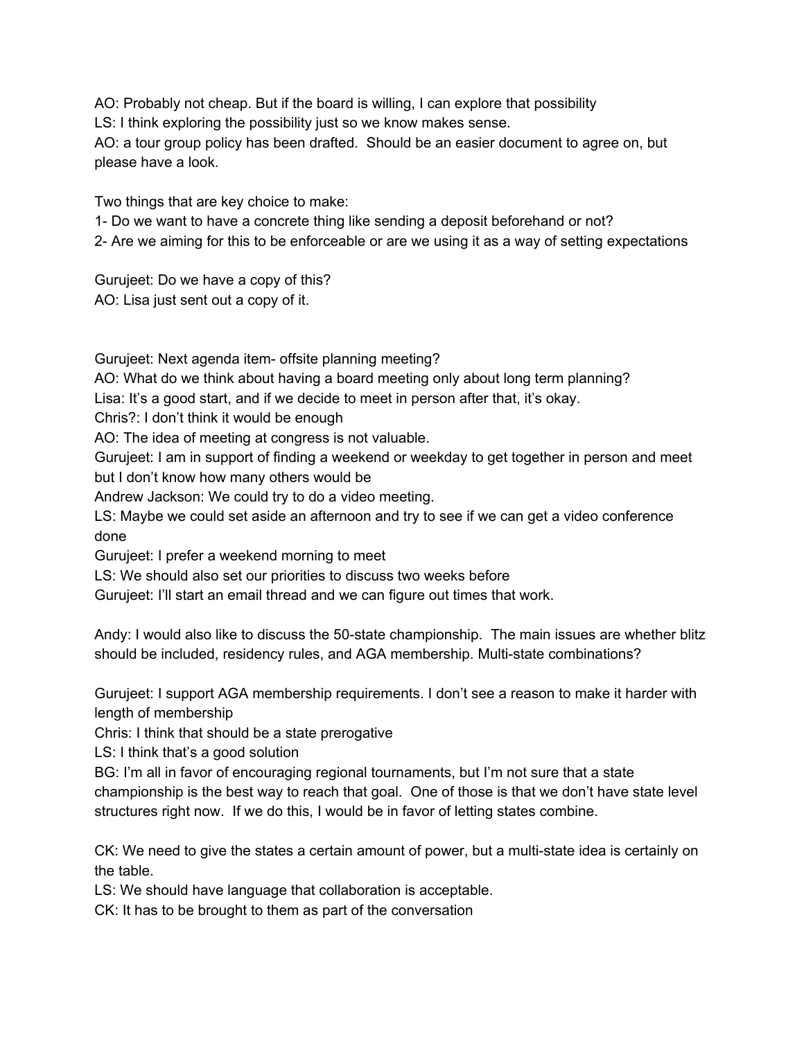AO: Probably not cheap. But if the board is willing, I can explore that possibility
LS: I think exploring the possibility just so we know makes sense.
AO: a tour group policy has been drafted. Should be an easier document to agree on, but please have a look.

Two things that are key choice to make:
1- Do we want to have a concrete thing like sending a deposit beforehand or not?
2- Are we aiming for this to be enforceable or are we using it as a way of setting expectations

Gurujeet: Do we have a copy of this?
AO: Lisa just sent out a copy of it.

Gurujeet: Next agenda item- offsite planning meeting?
AO: What do we think about having a board meeting only about long term planning?
Lisa: It's a good start, and if we decide to meet in person after that, it's okay.
Chris?: I don't think it would be enough
AO: The idea of meeting at congress is not valuable.
Gurujeet: I am in support of finding a weekend or weekday to get together in person and meet but I don't know how many others would be
Andrew Jackson: We could try to do a video meeting.
LS: Maybe we could set aside an afternoon and try to see if we can get a video conference done
Gurujeet: I prefer a weekend morning to meet
LS: We should also set our priorities to discuss two weeks before
Gurujeet: I'll start an email thread and we can figure out times that work.

Andy: I would also like to discuss the 50-state championship. The main issues are whether blitz should be included, residency rules, and AGA membership. Multi-state combinations?

Gurujeet: I support AGA membership requirements. I don't see a reason to make it harder with length of membership
Chris: I think that should be a state prerogative
LS: I think that's a good solution
BG: I'm all in favor of encouraging regional tournaments, but I'm not sure that a state championship is the best way to reach that goal. One of those is that we don't have state level structures right now. If we do this, I would be in favor of letting states combine.

CK: We need to give the states a certain amount of power, but a multi-state idea is certainly on the table.
LS: We should have language that collaboration is acceptable.
CK: It has to be brought to them as part of the conversation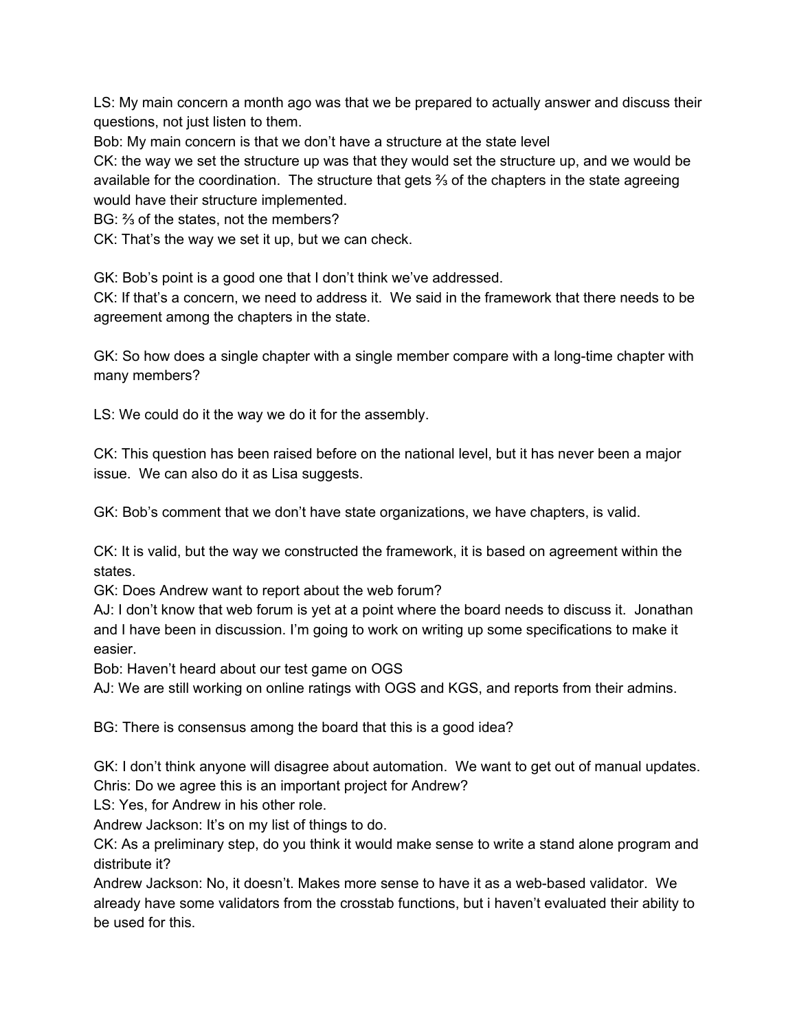LS: My main concern a month ago was that we be prepared to actually answer and discuss their questions, not just listen to them.
Bob: My main concern is that we don't have a structure at the state level
CK: the way we set the structure up was that they would set the structure up, and we would be available for the coordination. The structure that gets ⅔ of the chapters in the state agreeing would have their structure implemented.
BG: ⅔ of the states, not the members?
CK: That's the way we set it up, but we can check.

GK: Bob's point is a good one that I don't think we've addressed.
CK: If that's a concern, we need to address it. We said in the framework that there needs to be agreement among the chapters in the state.

GK: So how does a single chapter with a single member compare with a long-time chapter with many members?

LS: We could do it the way we do it for the assembly.

CK: This question has been raised before on the national level, but it has never been a major issue. We can also do it as Lisa suggests.

GK: Bob's comment that we don't have state organizations, we have chapters, is valid.

CK: It is valid, but the way we constructed the framework, it is based on agreement within the states.
GK: Does Andrew want to report about the web forum?
AJ: I don't know that web forum is yet at a point where the board needs to discuss it. Jonathan and I have been in discussion. I'm going to work on writing up some specifications to make it easier.
Bob: Haven't heard about our test game on OGS
AJ: We are still working on online ratings with OGS and KGS, and reports from their admins.

BG: There is consensus among the board that this is a good idea?

GK: I don't think anyone will disagree about automation. We want to get out of manual updates.
Chris: Do we agree this is an important project for Andrew?
LS: Yes, for Andrew in his other role.
Andrew Jackson: It's on my list of things to do.
CK: As a preliminary step, do you think it would make sense to write a stand alone program and distribute it?
Andrew Jackson: No, it doesn't. Makes more sense to have it as a web-based validator. We already have some validators from the crosstab functions, but i haven't evaluated their ability to be used for this.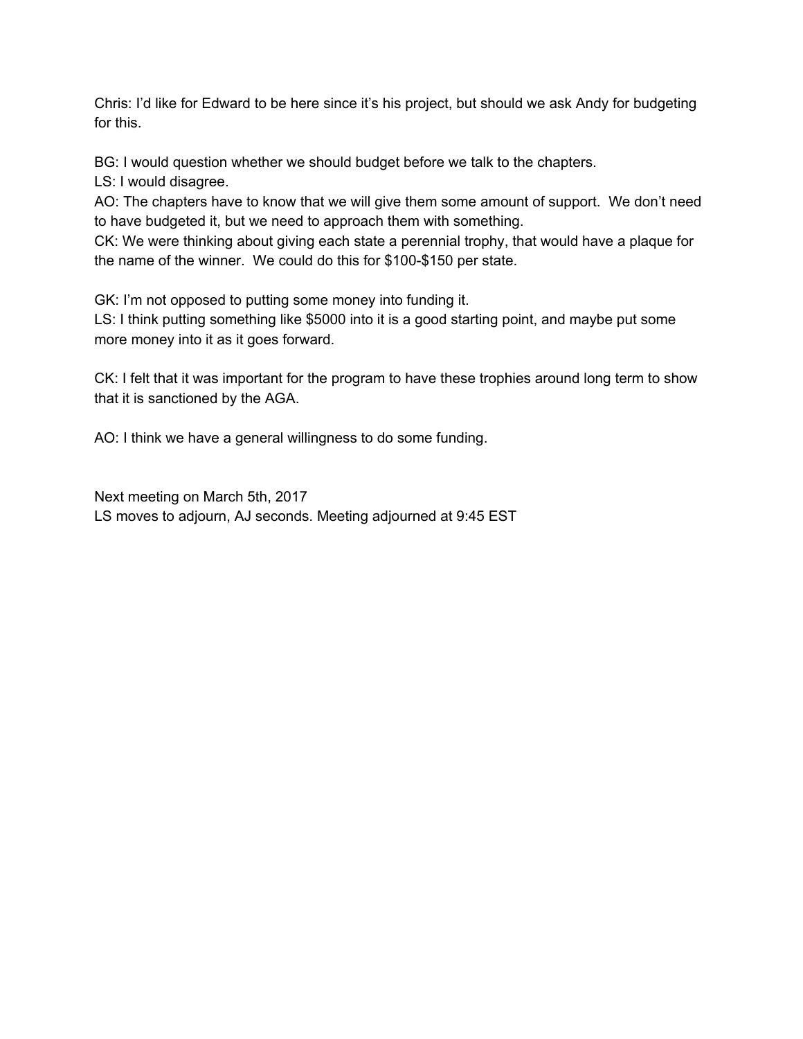Chris: I'd like for Edward to be here since it's his project, but should we ask Andy for budgeting for this.

BG: I would question whether we should budget before we talk to the chapters.
LS: I would disagree.
AO: The chapters have to know that we will give them some amount of support. We don't need to have budgeted it, but we need to approach them with something.
CK: We were thinking about giving each state a perennial trophy, that would have a plaque for the name of the winner. We could do this for $100-$150 per state.

GK: I'm not opposed to putting some money into funding it.
LS: I think putting something like $5000 into it is a good starting point, and maybe put some more money into it as it goes forward.

CK: I felt that it was important for the program to have these trophies around long term to show that it is sanctioned by the AGA.

AO: I think we have a general willingness to do some funding.

Next meeting on March 5th, 2017
LS moves to adjourn, AJ seconds. Meeting adjourned at 9:45 EST